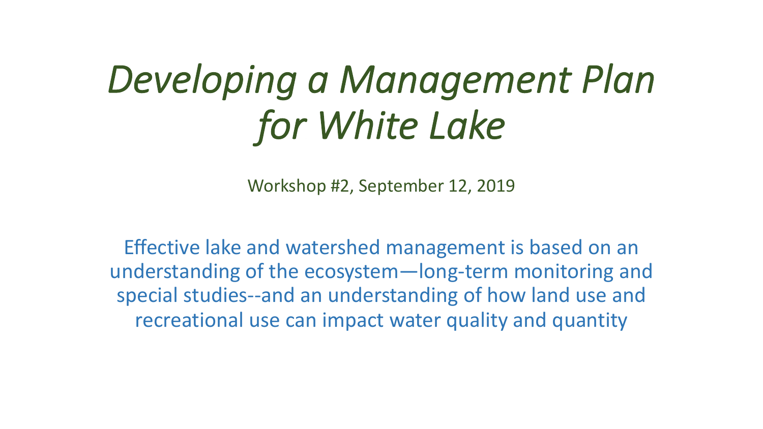# *Developing a Management Plan for White Lake*

Workshop #2, September 12, 2019

Effective lake and watershed management is based on an understanding of the ecosystem—long-term monitoring and special studies--and an understanding of how land use and recreational use can impact water quality and quantity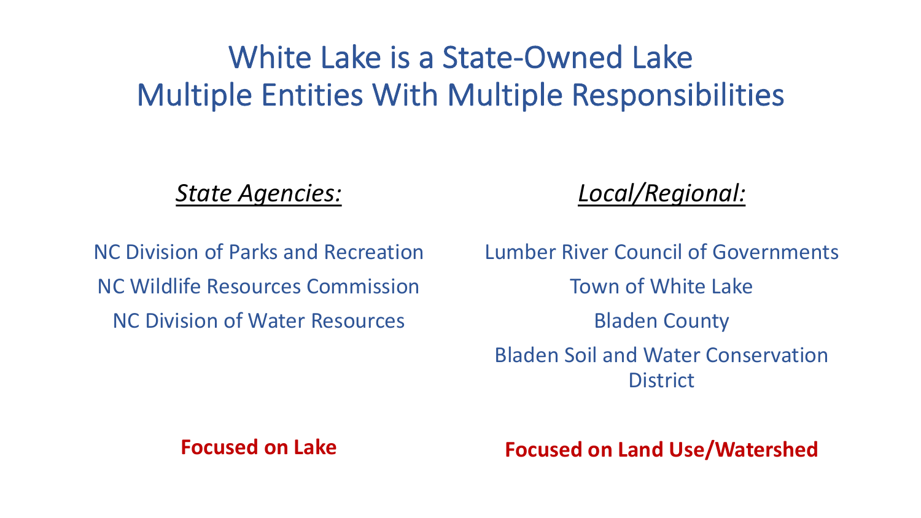# White Lake is a State-Owned Lake
# Multiple Entities With Multiple Responsibilities

*State Agencies:*

NC Division of Parks and Recreation

NC Wildlife Resources Commission

NC Division of Water Resources

**Focused on Lake**

*Local/Regional:*

Lumber River Council of Governments

Town of White Lake

Bladen County

Bladen Soil and Water Conservation District

**Focused on Land Use/Watershed**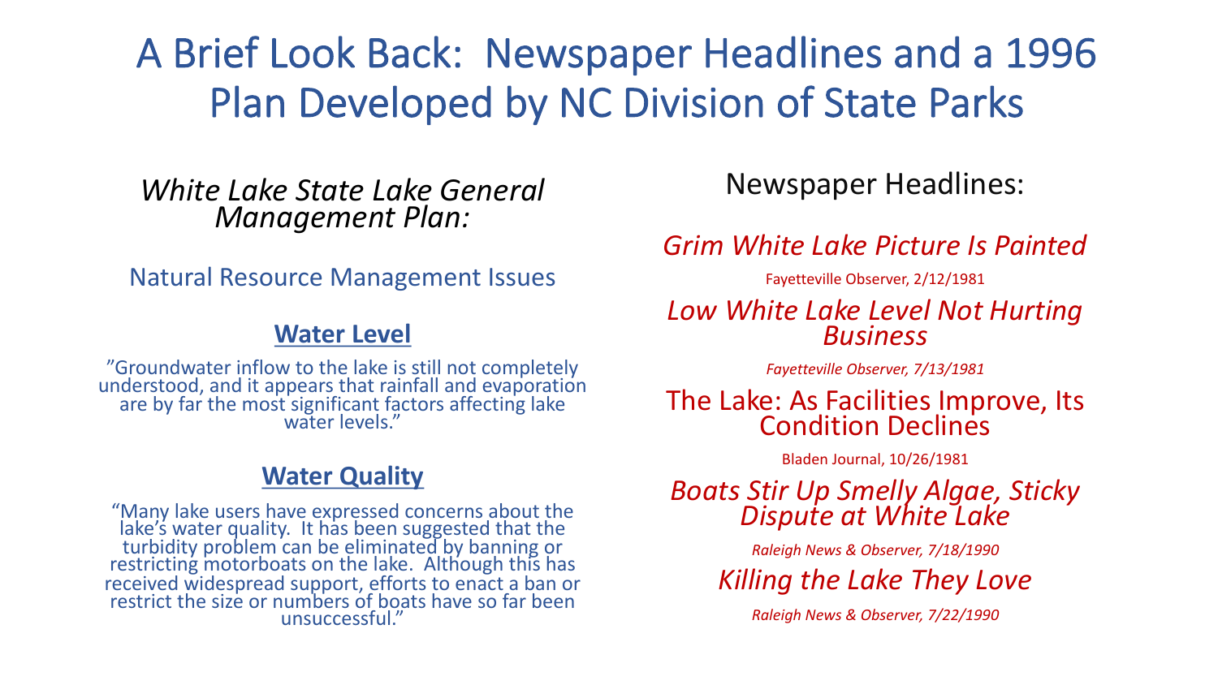# A Brief Look Back: Newspaper Headlines and a 1996 Plan Developed by NC Division of State Parks

*White Lake State Lake General Management Plan:*

Natural Resource Management Issues

**Water Level**

"Groundwater inflow to the lake is still not completely understood, and it appears that rainfall and evaporation are by far the most significant factors affecting lake water levels."

**Water Quality**

"Many lake users have expressed concerns about the lake's water quality. It has been suggested that the turbidity problem can be eliminated by banning or restricting motorboats on the lake. Although this has received widespread support, efforts to enact a ban or restrict the size or numbers of boats have so far been unsuccessful."

Newspaper Headlines:

*Grim White Lake Picture Is Painted*

Fayetteville Observer, 2/12/1981

*Low White Lake Level Not Hurting Business*

*Fayetteville Observer, 7/13/1981*

The Lake: As Facilities Improve, Its Condition Declines

Bladen Journal, 10/26/1981

*Boats Stir Up Smelly Algae, Sticky Dispute at White Lake*

*Raleigh News & Observer, 7/18/1990*

*Killing the Lake They Love*

*Raleigh News & Observer, 7/22/1990*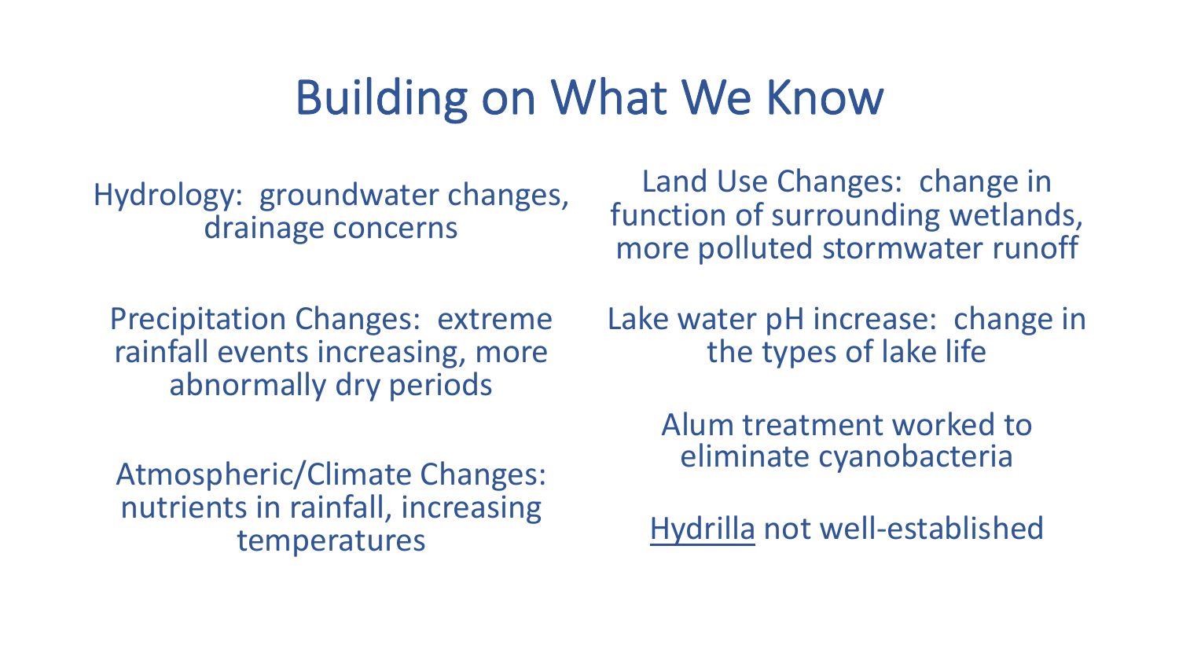# Building on What We Know

Hydrology: groundwater changes, drainage concerns

Precipitation Changes: extreme rainfall events increasing, more abnormally dry periods

Atmospheric/Climate Changes: nutrients in rainfall, increasing temperatures

Land Use Changes: change in function of surrounding wetlands, more polluted stormwater runoff

Lake water pH increase: change in the types of lake life

Alum treatment worked to eliminate cyanobacteria

Hydrilla not well-established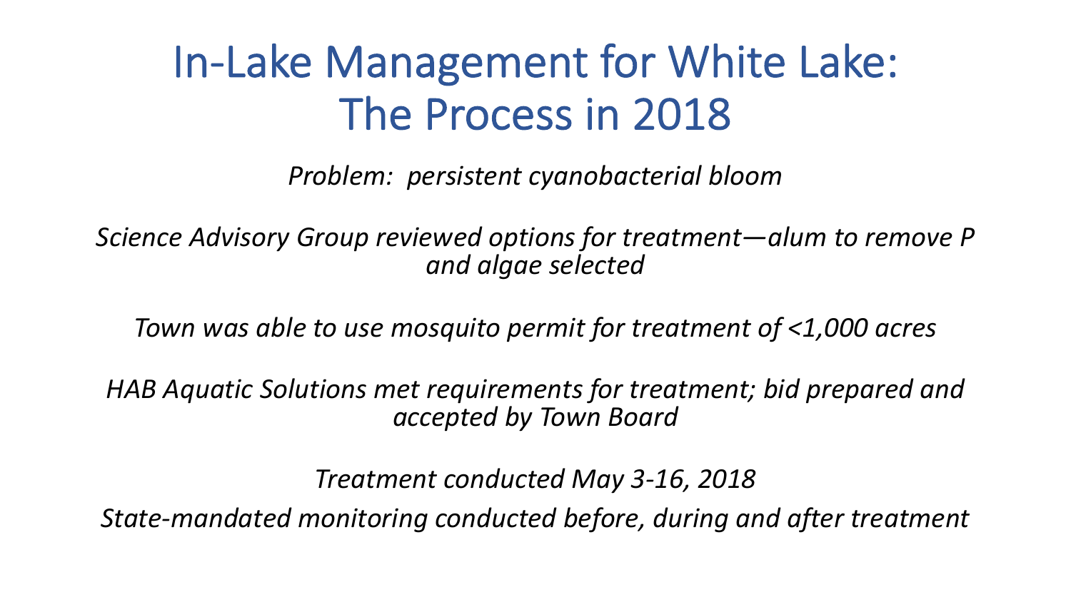# In-Lake Management for White Lake: The Process in 2018

*Problem: persistent cyanobacterial bloom*

*Science Advisory Group reviewed options for treatment—alum to remove P and algae selected*

*Town was able to use mosquito permit for treatment of <1,000 acres*

*HAB Aquatic Solutions met requirements for treatment; bid prepared and accepted by Town Board*

*Treatment conducted May 3-16, 2018*

*State-mandated monitoring conducted before, during and after treatment*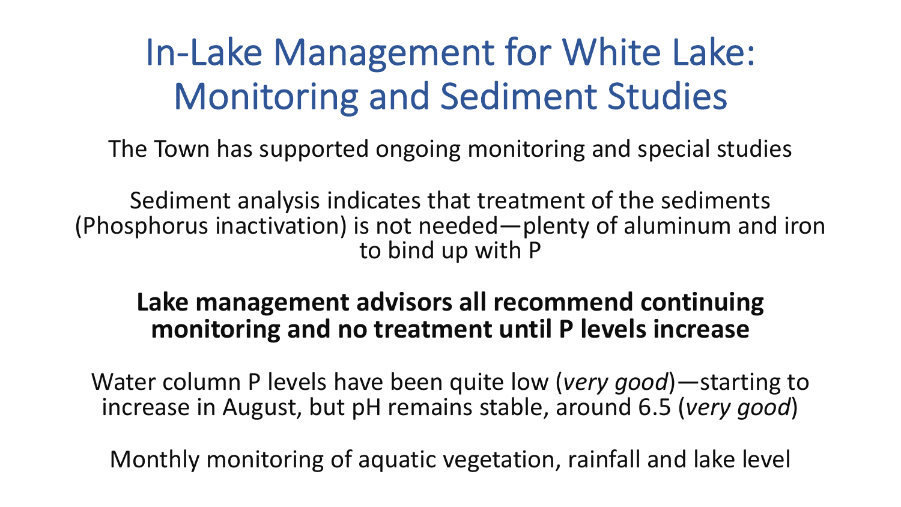# In-Lake Management for White Lake: Monitoring and Sediment Studies

The Town has supported ongoing monitoring and special studies

Sediment analysis indicates that treatment of the sediments (Phosphorus inactivation) is not needed—plenty of aluminum and iron to bind up with P

**Lake management advisors all recommend continuing monitoring and no treatment until P levels increase**

Water column P levels have been quite low (*very good*)—starting to increase in August, but pH remains stable, around 6.5 (*very good*)

Monthly monitoring of aquatic vegetation, rainfall and lake level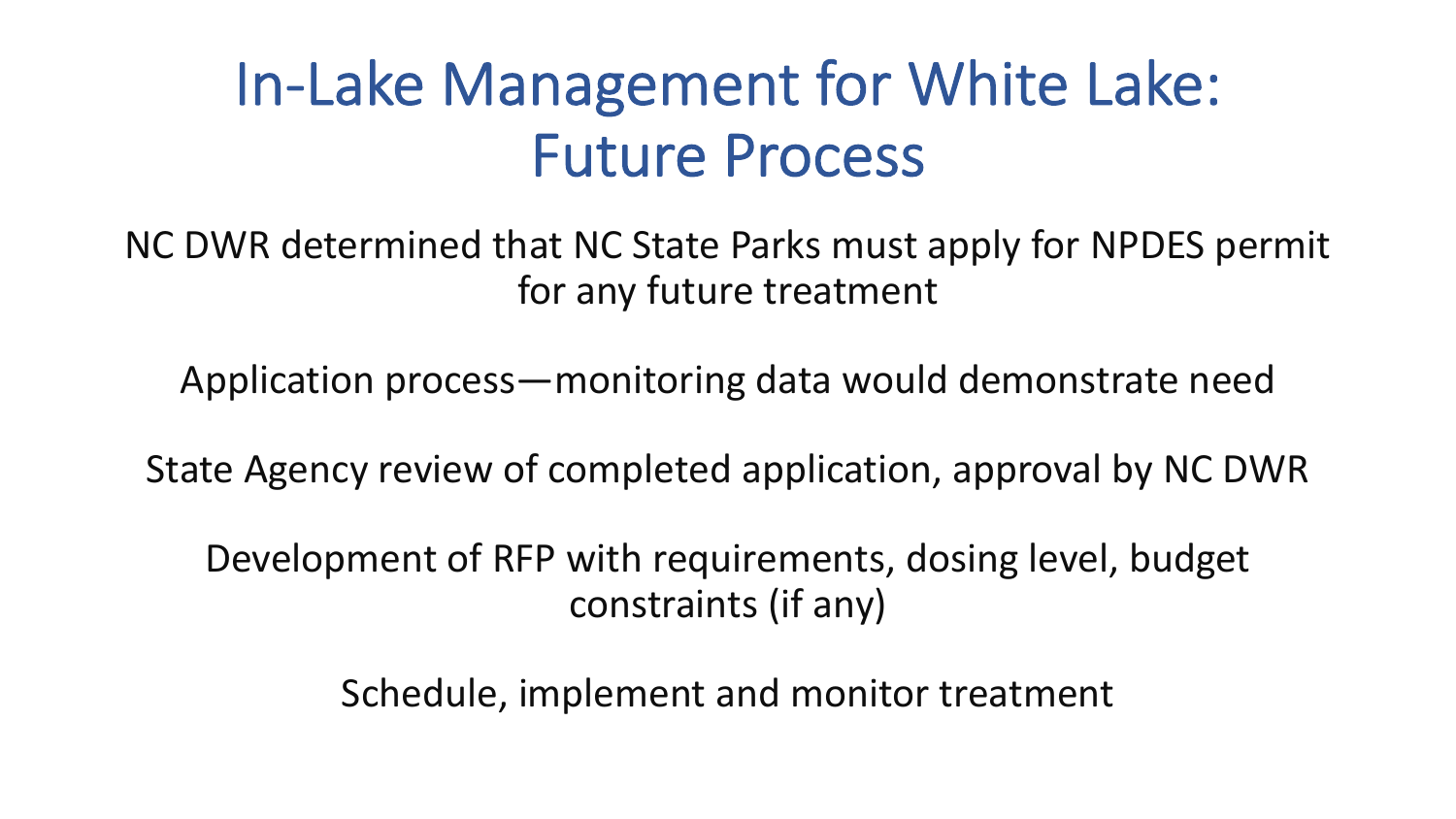# In-Lake Management for White Lake: Future Process

NC DWR determined that NC State Parks must apply for NPDES permit for any future treatment

Application process—monitoring data would demonstrate need

State Agency review of completed application, approval by NC DWR

Development of RFP with requirements, dosing level, budget constraints (if any)

Schedule, implement and monitor treatment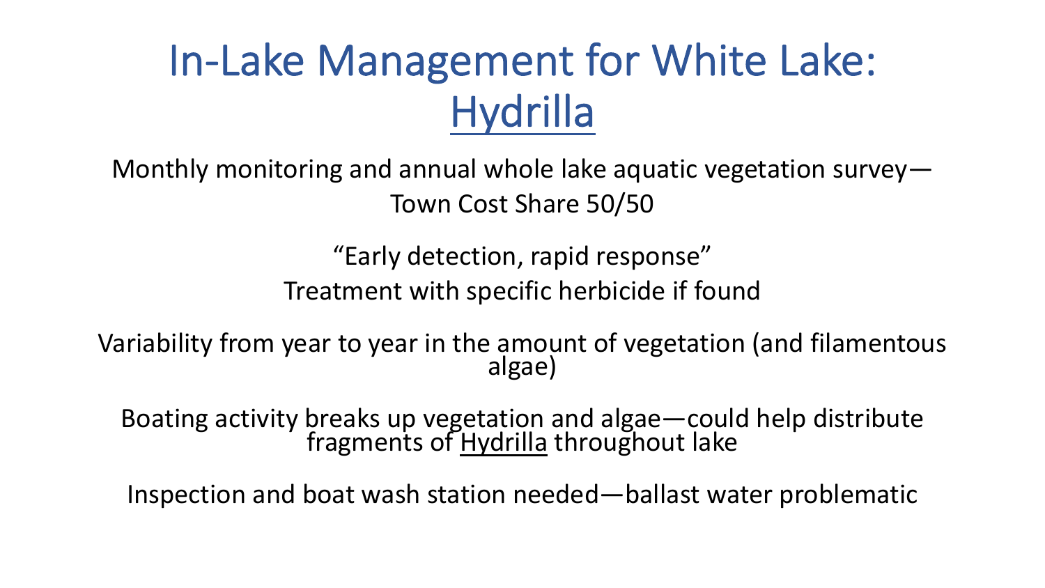# In-Lake Management for White Lake: Hydrilla

Monthly monitoring and annual whole lake aquatic vegetation survey—Town Cost Share 50/50

"Early detection, rapid response"
Treatment with specific herbicide if found

Variability from year to year in the amount of vegetation (and filamentous algae)

Boating activity breaks up vegetation and algae—could help distribute fragments of Hydrilla throughout lake

Inspection and boat wash station needed—ballast water problematic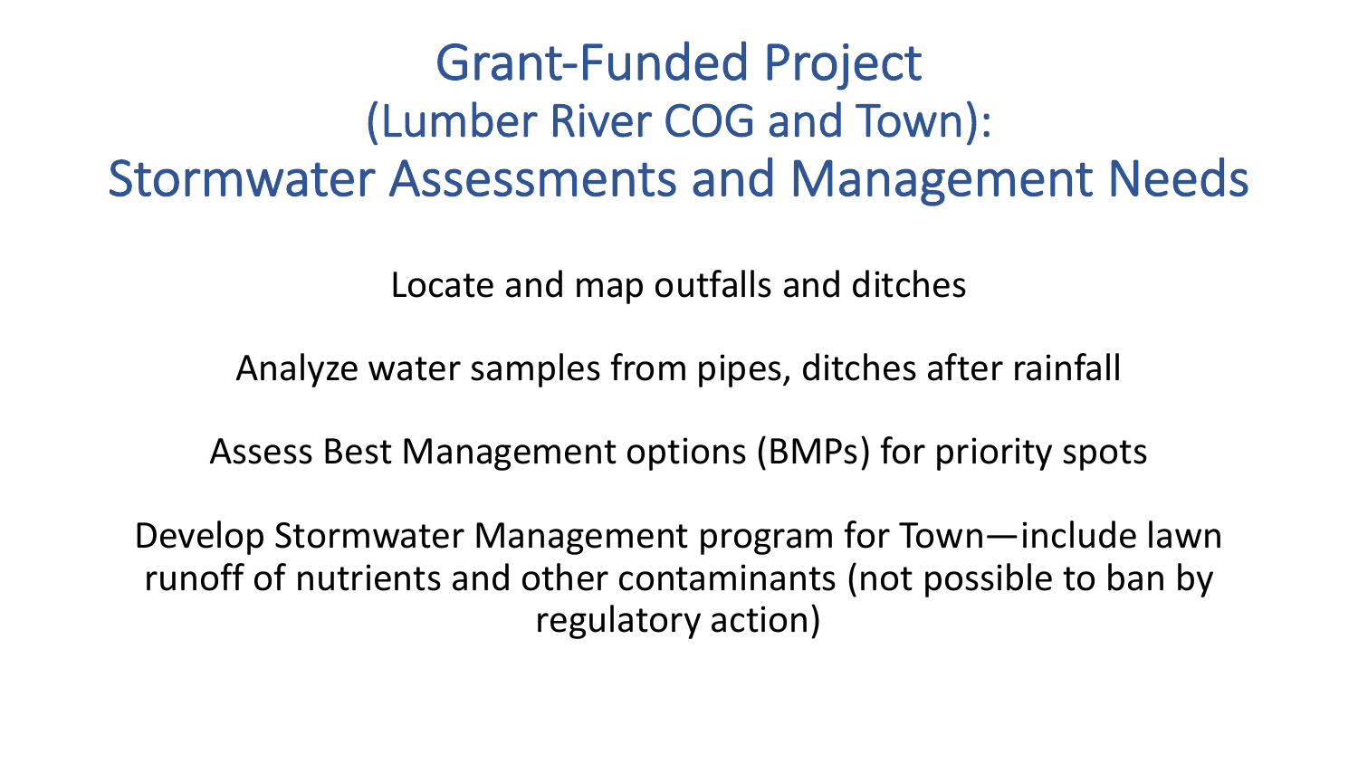# Grant-Funded Project (Lumber River COG and Town): Stormwater Assessments and Management Needs

Locate and map outfalls and ditches

Analyze water samples from pipes, ditches after rainfall

Assess Best Management options (BMPs) for priority spots

Develop Stormwater Management program for Town—include lawn runoff of nutrients and other contaminants (not possible to ban by regulatory action)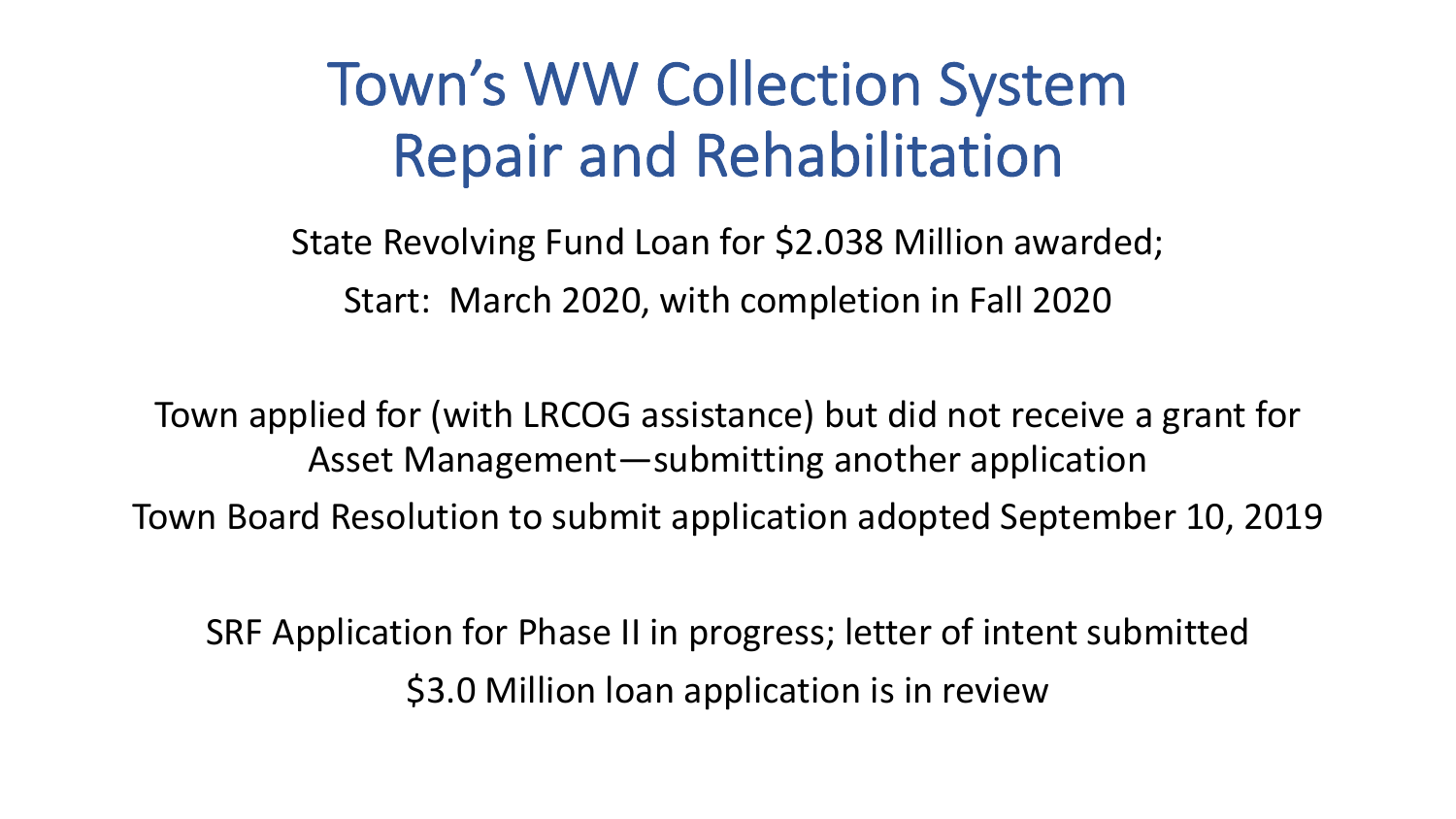# Town's WW Collection System Repair and Rehabilitation

State Revolving Fund Loan for $2.038 Million awarded;

Start: March 2020, with completion in Fall 2020

Town applied for (with LRCOG assistance) but did not receive a grant for Asset Management—submitting another application

Town Board Resolution to submit application adopted September 10, 2019

SRF Application for Phase II in progress; letter of intent submitted

$3.0 Million loan application is in review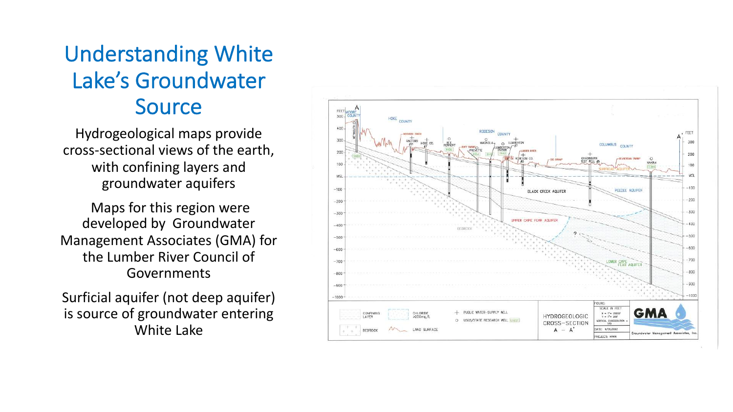# Understanding White Lake's Groundwater Source

Hydrogeological maps provide cross-sectional views of the earth, with confining layers and groundwater aquifers

Maps for this region were developed by Groundwater Management Associates (GMA) for the Lumber River Council of Governments

Surficial aquifer (not deep aquifer) is source of groundwater entering White Lake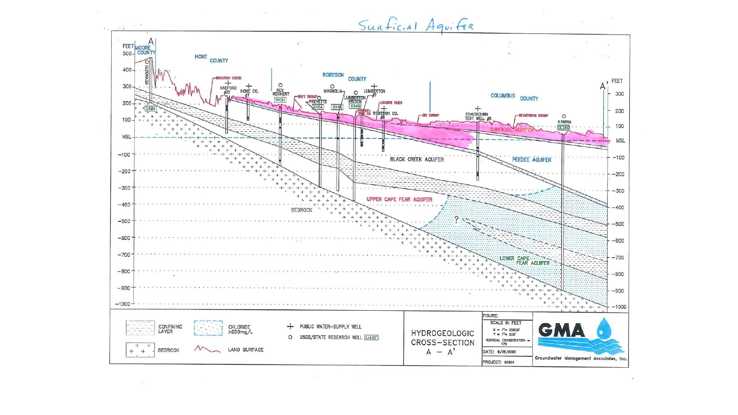Surficial Aquifer

FEET 500 400 300 200 100 MSL -100 -200 -300 -400 -500 -600 -700 -800 -900 -1000

A — A'

MOORE COUNTY — WEYMOUTH — S48H

HOKE COUNTY — ROCKFISH CREEK — RAEFORD #21 — HOKE CO. #7

ROBESON COUNTY — REX RENNERT V45U — RAFT SWAMP — PREVETTE X45J — MAGNOLIA X44X — LUMBERTON PRISON Y44O — LUMBERTON #7 — LUMBER RIVER — SADDLE TREE CK — ROBESON CO. #8 — BIG SWAMP

COLUMBUS COUNTY — CHADBOURN TEST WELL #5 — BEAVERDAM SWAMP — NAKINA EE38O

SURFICIAL AQUIFER

BLACK CREEK AQUIFER

PEEDEE AQUIFER

UPPER CAPE FEAR AQUIFER

BEDROCK

LOWER CAPE FEAR AQUIFER

CONFINING LAYER

CHLORIDE >250mg/L

BEDROCK

LAND SURFACE

PUBLIC WATER-SUPPLY WELL

USGS/STATE RESEARCH WELL U46F

HYDROGEOLOGIC CROSS-SECTION A — A'

FIGURE:

SCALE IN FEET
X = 1"= 35000'
Y = 1"= 200'
VERTICAL EXAGGERATION = 175

DATE: 9/29/2003

PROJECT: 50304

GMA Groundwater Management Associates, Inc.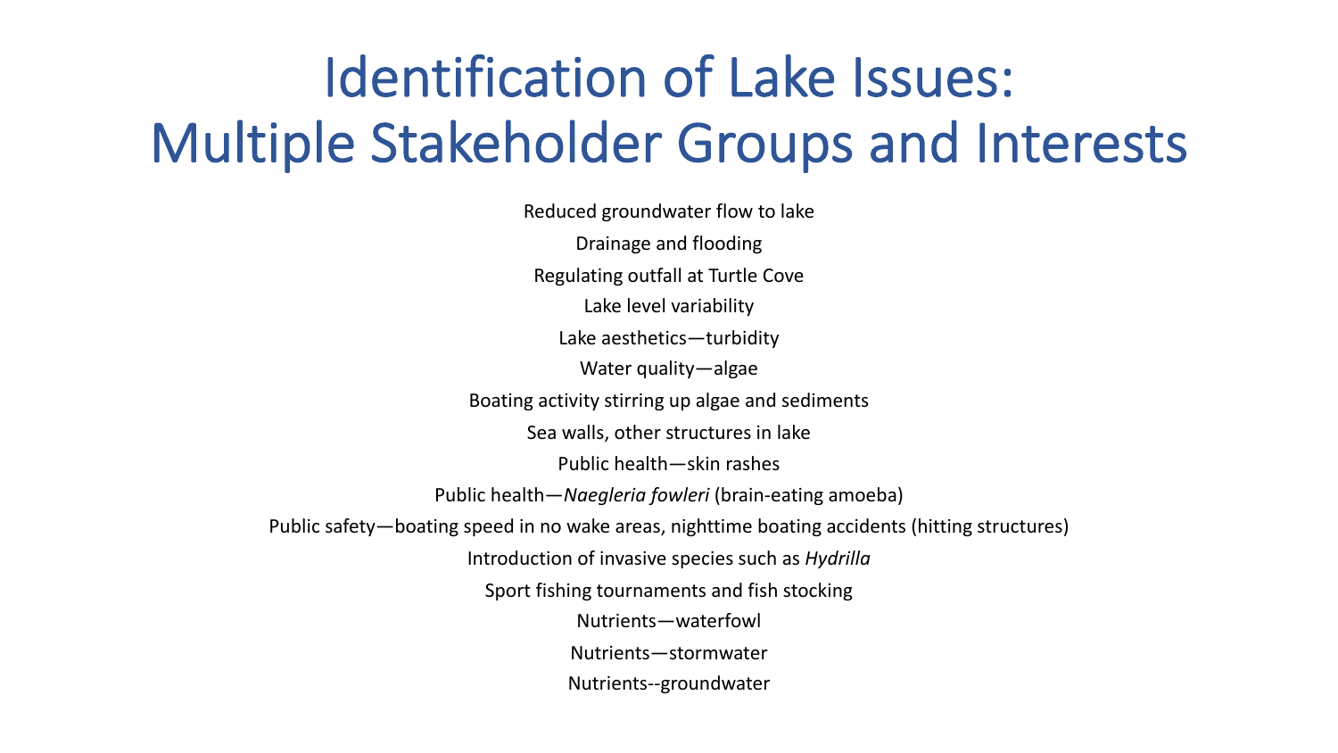# Identification of Lake Issues: Multiple Stakeholder Groups and Interests

Reduced groundwater flow to lake

Drainage and flooding

Regulating outfall at Turtle Cove

Lake level variability

Lake aesthetics—turbidity

Water quality—algae

Boating activity stirring up algae and sediments

Sea walls, other structures in lake

Public health—skin rashes

Public health—*Naegleria fowleri* (brain-eating amoeba)

Public safety—boating speed in no wake areas, nighttime boating accidents (hitting structures)

Introduction of invasive species such as *Hydrilla*

Sport fishing tournaments and fish stocking

Nutrients—waterfowl

Nutrients—stormwater

Nutrients--groundwater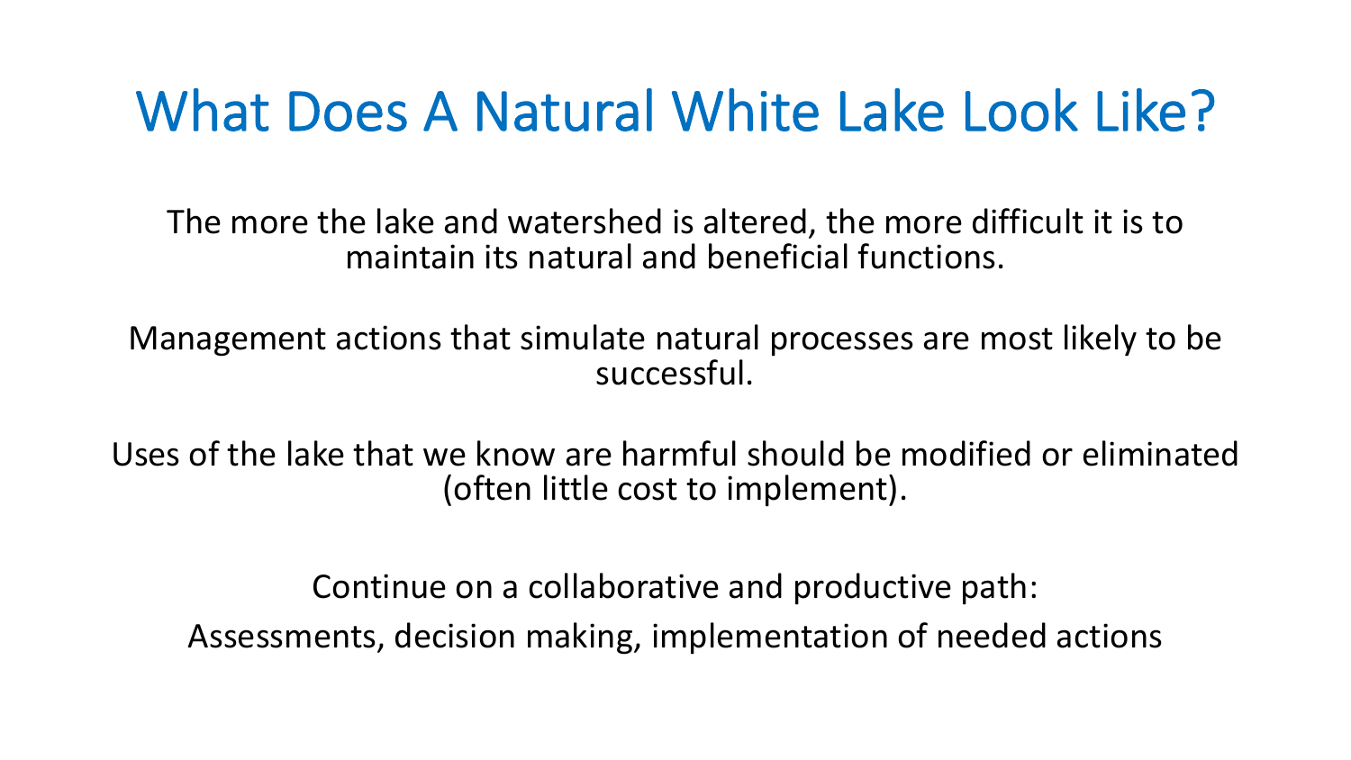# What Does A Natural White Lake Look Like?

The more the lake and watershed is altered, the more difficult it is to maintain its natural and beneficial functions.

Management actions that simulate natural processes are most likely to be successful.

Uses of the lake that we know are harmful should be modified or eliminated (often little cost to implement).

Continue on a collaborative and productive path:

Assessments, decision making, implementation of needed actions